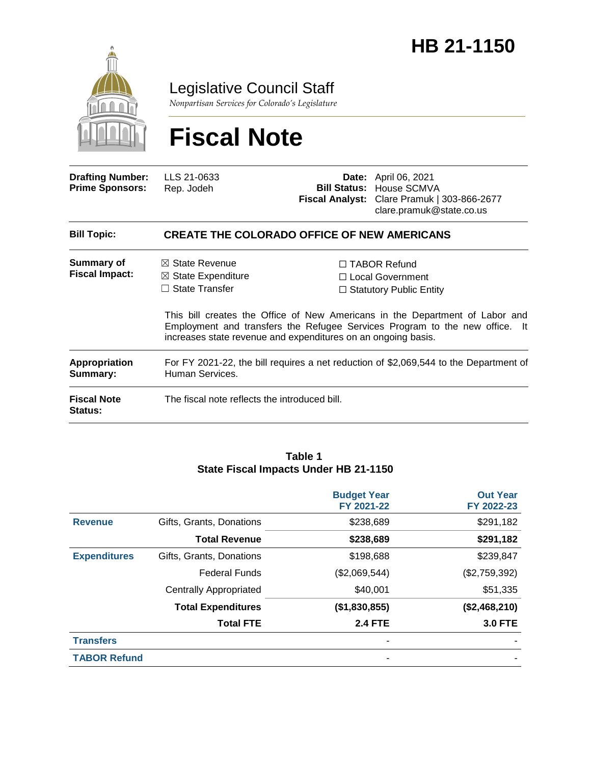# HB 21-1150

Legislative Council Staff

*Nonpartisan Services for Colorado's Legislature*

# Fiscal Note

| | | | |
|---|---|---|---|
| **Drafting Number:** | LLS 21-0633 | **Date:** | April 06, 2021 |
| **Prime Sponsors:** | Rep. Jodeh | **Bill Status:** | House SCMVA |
| | | **Fiscal Analyst:** | Clare Pramuk \| 303-866-2677 clare.pramuk@state.co.us |

**Bill Topic:** **CREATE THE COLORADO OFFICE OF NEW AMERICANS**

**Summary of Fiscal Impact:**

- ☒ State Revenue
- ☒ State Expenditure
- ☐ State Transfer
- ☐ TABOR Refund
- ☐ Local Government
- ☐ Statutory Public Entity

This bill creates the Office of New Americans in the Department of Labor and Employment and transfers the Refugee Services Program to the new office. It increases state revenue and expenditures on an ongoing basis.

**Appropriation Summary:** For FY 2021-22, the bill requires a net reduction of $2,069,544 to the Department of Human Services.

**Fiscal Note Status:** The fiscal note reflects the introduced bill.

**Table 1**
**State Fiscal Impacts Under HB 21-1150**

| | | Budget Year FY 2021-22 | Out Year FY 2022-23 |
|---|---|---|---|
| **Revenue** | Gifts, Grants, Donations | $238,689 | $291,182 |
| | **Total Revenue** | **$238,689** | **$291,182** |
| **Expenditures** | Gifts, Grants, Donations | $198,688 | $239,847 |
| | Federal Funds | ($2,069,544) | ($2,759,392) |
| | Centrally Appropriated | $40,001 | $51,335 |
| | **Total Expenditures** | **($1,830,855)** | **($2,468,210)** |
| | **Total FTE** | **2.4 FTE** | **3.0 FTE** |
| **Transfers** | | - | - |
| **TABOR Refund** | | - | - |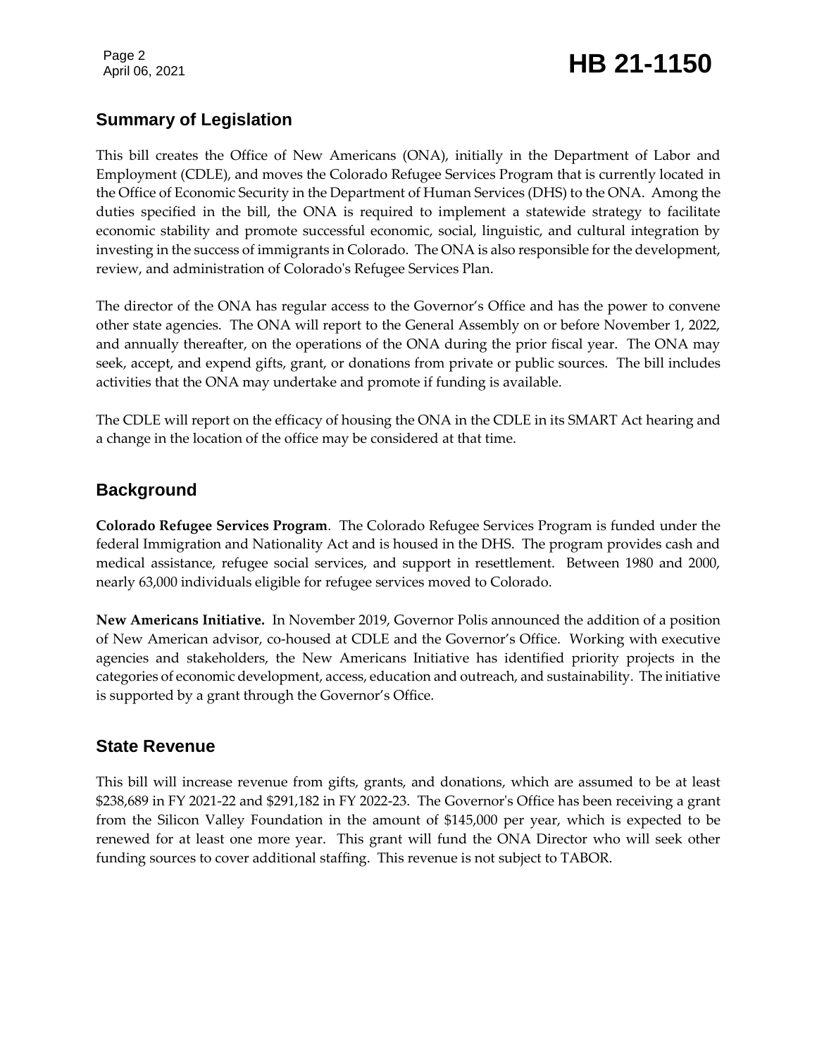## Summary of Legislation

This bill creates the Office of New Americans (ONA), initially in the Department of Labor and Employment (CDLE), and moves the Colorado Refugee Services Program that is currently located in the Office of Economic Security in the Department of Human Services (DHS) to the ONA. Among the duties specified in the bill, the ONA is required to implement a statewide strategy to facilitate economic stability and promote successful economic, social, linguistic, and cultural integration by investing in the success of immigrants in Colorado. The ONA is also responsible for the development, review, and administration of Colorado's Refugee Services Plan.

The director of the ONA has regular access to the Governor's Office and has the power to convene other state agencies. The ONA will report to the General Assembly on or before November 1, 2022, and annually thereafter, on the operations of the ONA during the prior fiscal year. The ONA may seek, accept, and expend gifts, grant, or donations from private or public sources. The bill includes activities that the ONA may undertake and promote if funding is available.

The CDLE will report on the efficacy of housing the ONA in the CDLE in its SMART Act hearing and a change in the location of the office may be considered at that time.

## Background

**Colorado Refugee Services Program**. The Colorado Refugee Services Program is funded under the federal Immigration and Nationality Act and is housed in the DHS. The program provides cash and medical assistance, refugee social services, and support in resettlement. Between 1980 and 2000, nearly 63,000 individuals eligible for refugee services moved to Colorado.

**New Americans Initiative.** In November 2019, Governor Polis announced the addition of a position of New American advisor, co-housed at CDLE and the Governor's Office. Working with executive agencies and stakeholders, the New Americans Initiative has identified priority projects in the categories of economic development, access, education and outreach, and sustainability. The initiative is supported by a grant through the Governor's Office.

## State Revenue

This bill will increase revenue from gifts, grants, and donations, which are assumed to be at least $238,689 in FY 2021-22 and $291,182 in FY 2022-23. The Governor's Office has been receiving a grant from the Silicon Valley Foundation in the amount of $145,000 per year, which is expected to be renewed for at least one more year. This grant will fund the ONA Director who will seek other funding sources to cover additional staffing. This revenue is not subject to TABOR.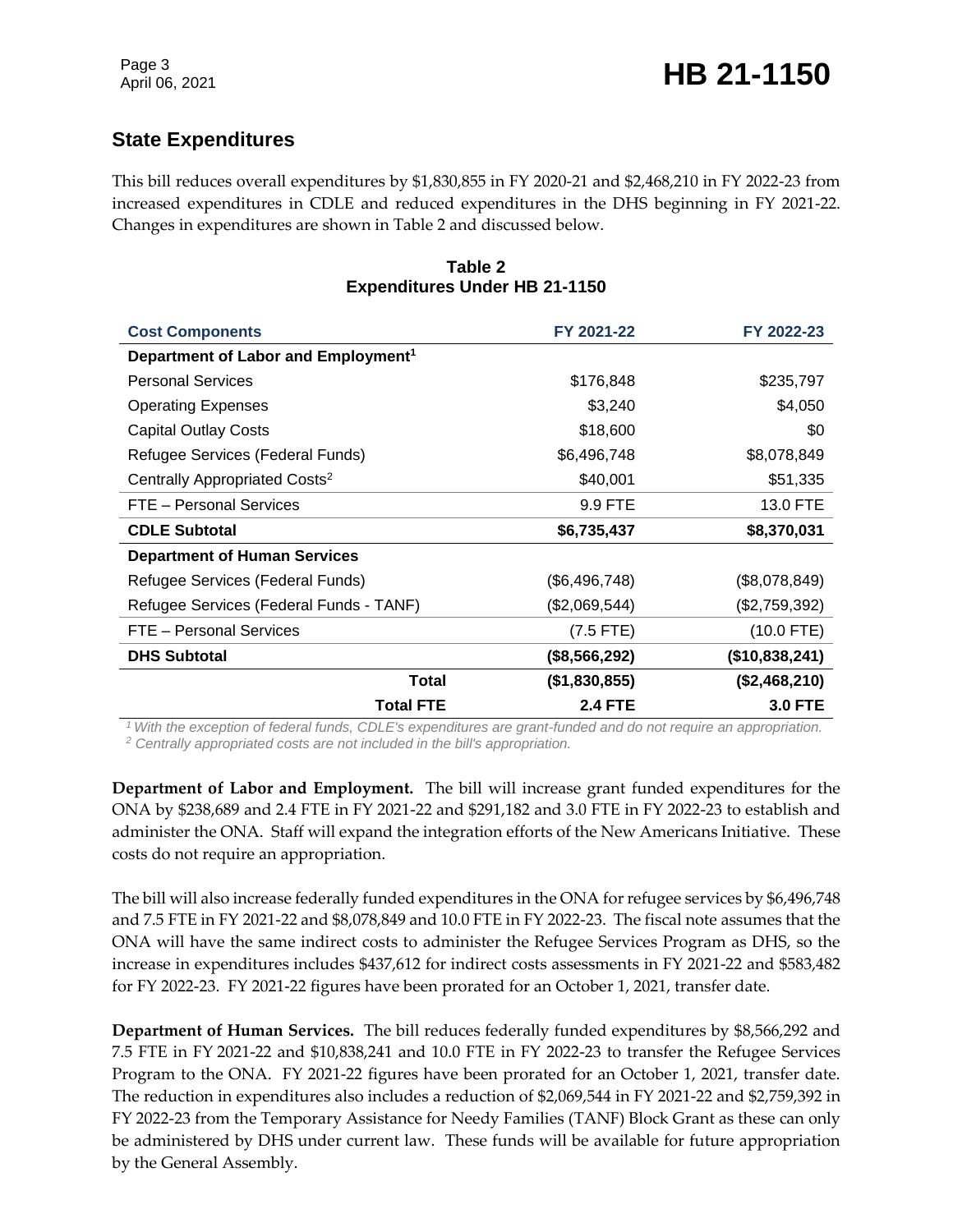## State Expenditures

This bill reduces overall expenditures by $1,830,855 in FY 2020-21 and $2,468,210 in FY 2022-23 from increased expenditures in CDLE and reduced expenditures in the DHS beginning in FY 2021-22. Changes in expenditures are shown in Table 2 and discussed below.

**Table 2**
**Expenditures Under HB 21-1150**

| Cost Components | FY 2021-22 | FY 2022-23 |
|---|---|---|
| **Department of Labor and Employment[1]** | | |
| Personal Services | $176,848 | $235,797 |
| Operating Expenses | $3,240 | $4,050 |
| Capital Outlay Costs | $18,600 | $0 |
| Refugee Services (Federal Funds) | $6,496,748 | $8,078,849 |
| Centrally Appropriated Costs[2] | $40,001 | $51,335 |
| FTE – Personal Services | 9.9 FTE | 13.0 FTE |
| **CDLE Subtotal** | **$6,735,437** | **$8,370,031** |
| **Department of Human Services** | | |
| Refugee Services (Federal Funds) | ($6,496,748) | ($8,078,849) |
| Refugee Services (Federal Funds - TANF) | ($2,069,544) | ($2,759,392) |
| FTE – Personal Services | (7.5 FTE) | (10.0 FTE) |
| **DHS Subtotal** | **($8,566,292)** | **($10,838,241)** |
| **Total** | **($1,830,855)** | **($2,468,210)** |
| **Total FTE** | **2.4 FTE** | **3.0 FTE** |

*[1] With the exception of federal funds, CDLE's expenditures are grant-funded and do not require an appropriation.*
*[2] Centrally appropriated costs are not included in the bill's appropriation.*

**Department of Labor and Employment.** The bill will increase grant funded expenditures for the ONA by $238,689 and 2.4 FTE in FY 2021-22 and $291,182 and 3.0 FTE in FY 2022-23 to establish and administer the ONA. Staff will expand the integration efforts of the New Americans Initiative. These costs do not require an appropriation.

The bill will also increase federally funded expenditures in the ONA for refugee services by $6,496,748 and 7.5 FTE in FY 2021-22 and $8,078,849 and 10.0 FTE in FY 2022-23. The fiscal note assumes that the ONA will have the same indirect costs to administer the Refugee Services Program as DHS, so the increase in expenditures includes $437,612 for indirect costs assessments in FY 2021-22 and $583,482 for FY 2022-23. FY 2021-22 figures have been prorated for an October 1, 2021, transfer date.

**Department of Human Services.** The bill reduces federally funded expenditures by $8,566,292 and 7.5 FTE in FY 2021-22 and $10,838,241 and 10.0 FTE in FY 2022-23 to transfer the Refugee Services Program to the ONA. FY 2021-22 figures have been prorated for an October 1, 2021, transfer date. The reduction in expenditures also includes a reduction of $2,069,544 in FY 2021-22 and $2,759,392 in FY 2022-23 from the Temporary Assistance for Needy Families (TANF) Block Grant as these can only be administered by DHS under current law. These funds will be available for future appropriation by the General Assembly.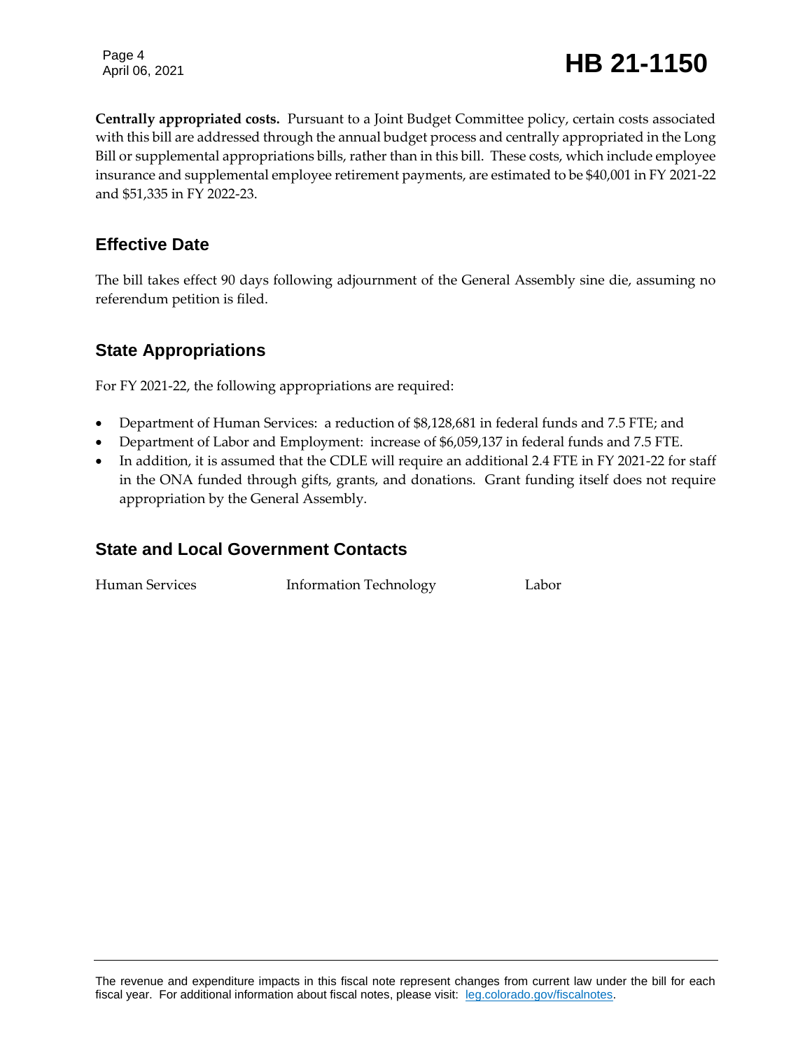**Centrally appropriated costs.** Pursuant to a Joint Budget Committee policy, certain costs associated with this bill are addressed through the annual budget process and centrally appropriated in the Long Bill or supplemental appropriations bills, rather than in this bill. These costs, which include employee insurance and supplemental employee retirement payments, are estimated to be $40,001 in FY 2021-22 and $51,335 in FY 2022-23.

## Effective Date

The bill takes effect 90 days following adjournment of the General Assembly sine die, assuming no referendum petition is filed.

## State Appropriations

For FY 2021-22, the following appropriations are required:

- Department of Human Services: a reduction of $8,128,681 in federal funds and 7.5 FTE; and
- Department of Labor and Employment: increase of $6,059,137 in federal funds and 7.5 FTE.
- In addition, it is assumed that the CDLE will require an additional 2.4 FTE in FY 2021-22 for staff in the ONA funded through gifts, grants, and donations. Grant funding itself does not require appropriation by the General Assembly.

## State and Local Government Contacts

Human Services Information Technology Labor

The revenue and expenditure impacts in this fiscal note represent changes from current law under the bill for each fiscal year. For additional information about fiscal notes, please visit: leg.colorado.gov/fiscalnotes.